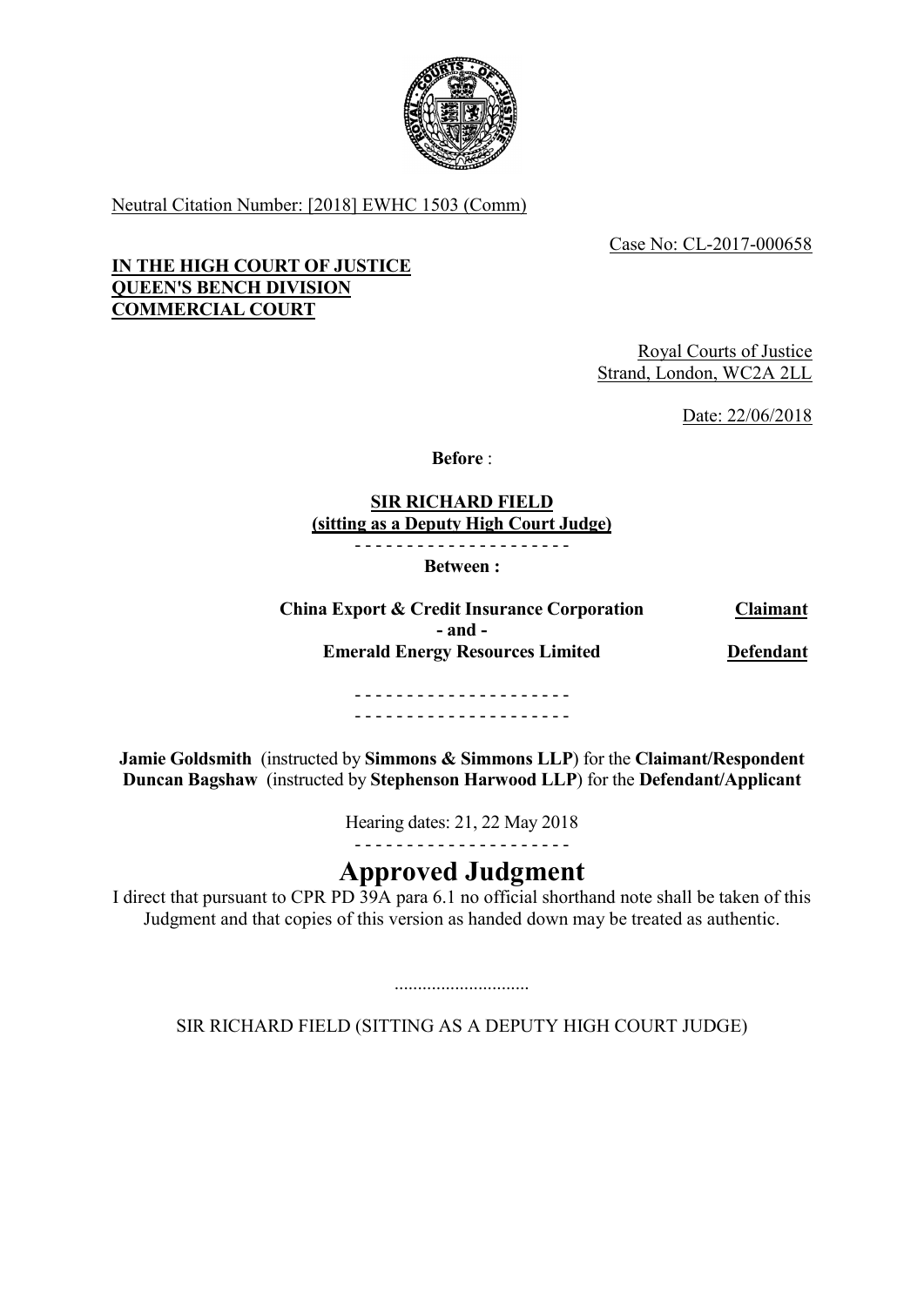Neutral Citation Number: [2018] EWHC 1503 (Comm)

Case No: CL-2017-000658

**IN THE HIGH COURT OF JUSTICE**
**QUEEN'S BENCH DIVISION**
**COMMERCIAL COURT**

Royal Courts of Justice
Strand, London, WC2A 2LL

Date: 22/06/2018

**Before** :

**SIR RICHARD FIELD**
**(sitting as a Deputy High Court Judge)**

- - - - - - - - - - - - - - - - - - - - -

**Between :**

| | |
|---|---|
| **China Export & Credit Insurance Corporation** | **Claimant** |
| **- and -** | |
| **Emerald Energy Resources Limited** | **Defendant** |

- - - - - - - - - - - - - - - - - - - - -
- - - - - - - - - - - - - - - - - - - - -

**Jamie Goldsmith** (instructed by **Simmons & Simmons LLP**) for the **Claimant/Respondent**
**Duncan Bagshaw** (instructed by **Stephenson Harwood LLP**) for the **Defendant/Applicant**

Hearing dates: 21, 22 May 2018

- - - - - - - - - - - - - - - - - - - - -

# Approved Judgment

I direct that pursuant to CPR PD 39A para 6.1 no official shorthand note shall be taken of this Judgment and that copies of this version as handed down may be treated as authentic.

.............................

SIR RICHARD FIELD (SITTING AS A DEPUTY HIGH COURT JUDGE)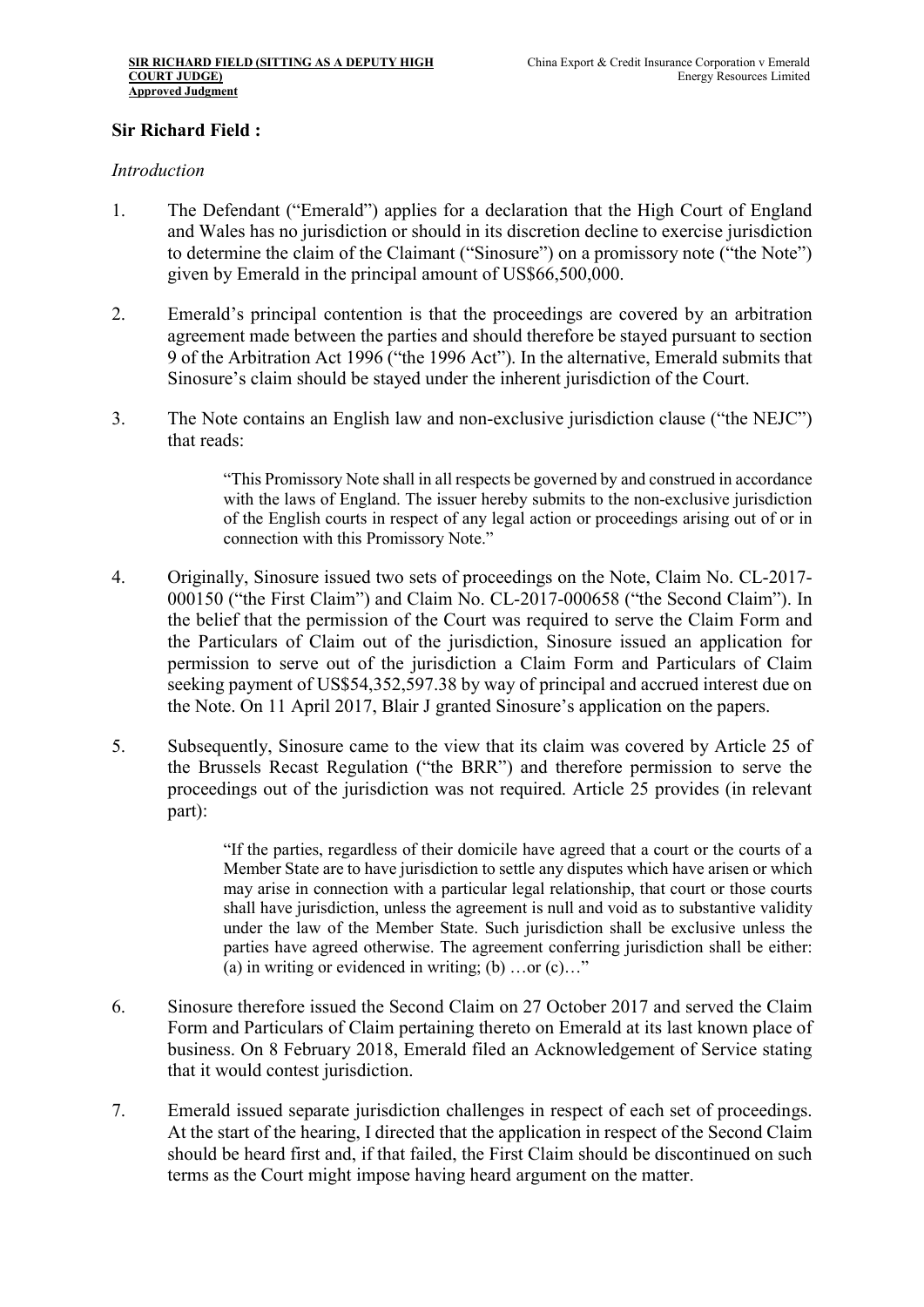**Sir Richard Field :**

*Introduction*

1. The Defendant ("Emerald") applies for a declaration that the High Court of England and Wales has no jurisdiction or should in its discretion decline to exercise jurisdiction to determine the claim of the Claimant ("Sinosure") on a promissory note ("the Note") given by Emerald in the principal amount of US$66,500,000.

2. Emerald's principal contention is that the proceedings are covered by an arbitration agreement made between the parties and should therefore be stayed pursuant to section 9 of the Arbitration Act 1996 ("the 1996 Act"). In the alternative, Emerald submits that Sinosure's claim should be stayed under the inherent jurisdiction of the Court.

3. The Note contains an English law and non-exclusive jurisdiction clause ("the NEJC") that reads:

> "This Promissory Note shall in all respects be governed by and construed in accordance with the laws of England. The issuer hereby submits to the non-exclusive jurisdiction of the English courts in respect of any legal action or proceedings arising out of or in connection with this Promissory Note."

4. Originally, Sinosure issued two sets of proceedings on the Note, Claim No. CL-2017-000150 ("the First Claim") and Claim No. CL-2017-000658 ("the Second Claim"). In the belief that the permission of the Court was required to serve the Claim Form and the Particulars of Claim out of the jurisdiction, Sinosure issued an application for permission to serve out of the jurisdiction a Claim Form and Particulars of Claim seeking payment of US$54,352,597.38 by way of principal and accrued interest due on the Note. On 11 April 2017, Blair J granted Sinosure's application on the papers.

5. Subsequently, Sinosure came to the view that its claim was covered by Article 25 of the Brussels Recast Regulation ("the BRR") and therefore permission to serve the proceedings out of the jurisdiction was not required. Article 25 provides (in relevant part):

> "If the parties, regardless of their domicile have agreed that a court or the courts of a Member State are to have jurisdiction to settle any disputes which have arisen or which may arise in connection with a particular legal relationship, that court or those courts shall have jurisdiction, unless the agreement is null and void as to substantive validity under the law of the Member State. Such jurisdiction shall be exclusive unless the parties have agreed otherwise. The agreement conferring jurisdiction shall be either: (a) in writing or evidenced in writing; (b) …or (c)…"

6. Sinosure therefore issued the Second Claim on 27 October 2017 and served the Claim Form and Particulars of Claim pertaining thereto on Emerald at its last known place of business. On 8 February 2018, Emerald filed an Acknowledgement of Service stating that it would contest jurisdiction.

7. Emerald issued separate jurisdiction challenges in respect of each set of proceedings. At the start of the hearing, I directed that the application in respect of the Second Claim should be heard first and, if that failed, the First Claim should be discontinued on such terms as the Court might impose having heard argument on the matter.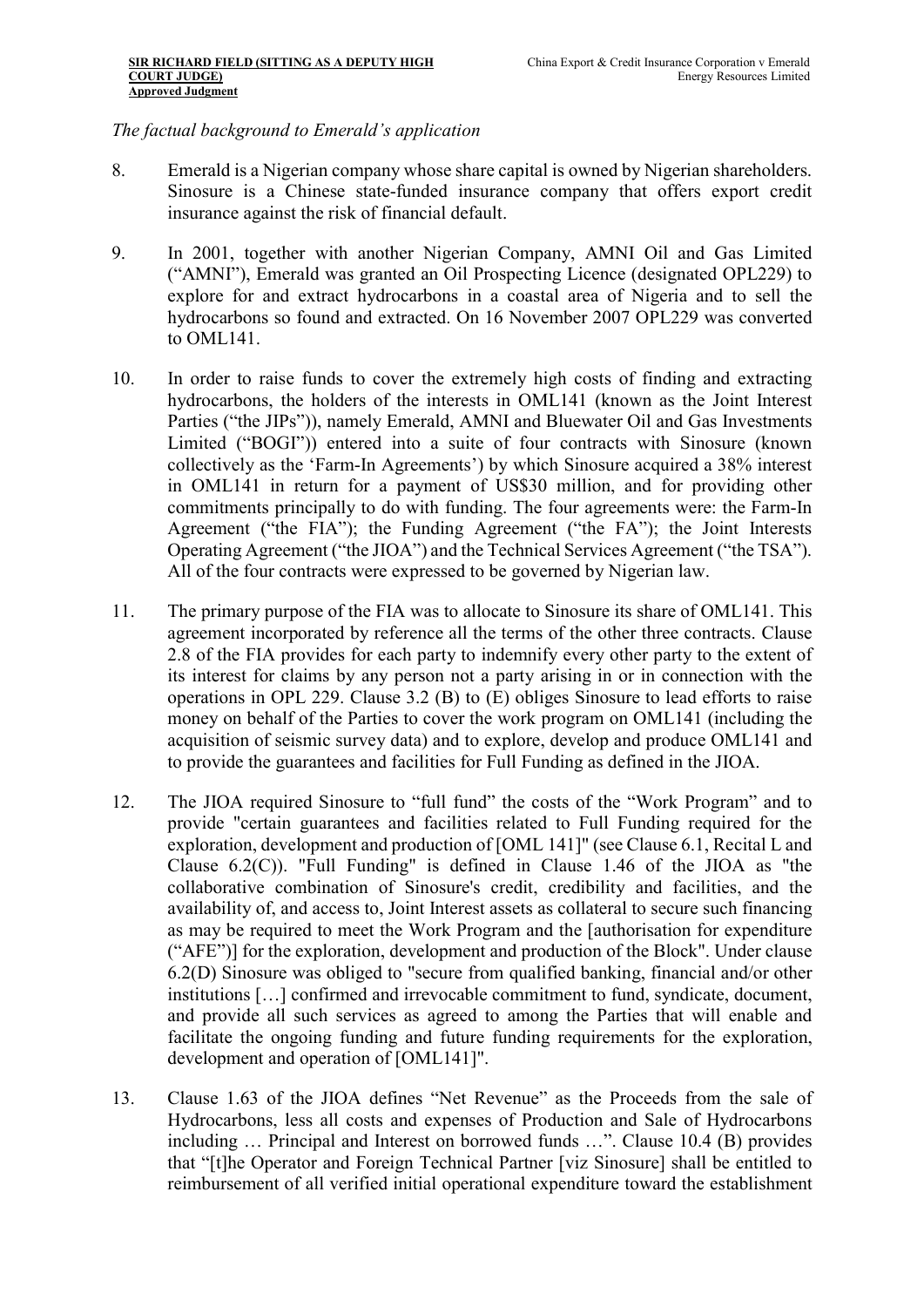*The factual background to Emerald's application*

8. Emerald is a Nigerian company whose share capital is owned by Nigerian shareholders. Sinosure is a Chinese state-funded insurance company that offers export credit insurance against the risk of financial default.

9. In 2001, together with another Nigerian Company, AMNI Oil and Gas Limited ("AMNI"), Emerald was granted an Oil Prospecting Licence (designated OPL229) to explore for and extract hydrocarbons in a coastal area of Nigeria and to sell the hydrocarbons so found and extracted. On 16 November 2007 OPL229 was converted to OML141.

10. In order to raise funds to cover the extremely high costs of finding and extracting hydrocarbons, the holders of the interests in OML141 (known as the Joint Interest Parties ("the JIPs")), namely Emerald, AMNI and Bluewater Oil and Gas Investments Limited ("BOGI")) entered into a suite of four contracts with Sinosure (known collectively as the 'Farm-In Agreements') by which Sinosure acquired a 38% interest in OML141 in return for a payment of US$30 million, and for providing other commitments principally to do with funding. The four agreements were: the Farm-In Agreement ("the FIA"); the Funding Agreement ("the FA"); the Joint Interests Operating Agreement ("the JIOA") and the Technical Services Agreement ("the TSA"). All of the four contracts were expressed to be governed by Nigerian law.

11. The primary purpose of the FIA was to allocate to Sinosure its share of OML141. This agreement incorporated by reference all the terms of the other three contracts. Clause 2.8 of the FIA provides for each party to indemnify every other party to the extent of its interest for claims by any person not a party arising in or in connection with the operations in OPL 229. Clause 3.2 (B) to (E) obliges Sinosure to lead efforts to raise money on behalf of the Parties to cover the work program on OML141 (including the acquisition of seismic survey data) and to explore, develop and produce OML141 and to provide the guarantees and facilities for Full Funding as defined in the JIOA.

12. The JIOA required Sinosure to "full fund" the costs of the "Work Program" and to provide "certain guarantees and facilities related to Full Funding required for the exploration, development and production of [OML 141]" (see Clause 6.1, Recital L and Clause 6.2(C)). "Full Funding" is defined in Clause 1.46 of the JIOA as "the collaborative combination of Sinosure's credit, credibility and facilities, and the availability of, and access to, Joint Interest assets as collateral to secure such financing as may be required to meet the Work Program and the [authorisation for expenditure ("AFE")] for the exploration, development and production of the Block". Under clause 6.2(D) Sinosure was obliged to "secure from qualified banking, financial and/or other institutions […] confirmed and irrevocable commitment to fund, syndicate, document, and provide all such services as agreed to among the Parties that will enable and facilitate the ongoing funding and future funding requirements for the exploration, development and operation of [OML141]".

13. Clause 1.63 of the JIOA defines "Net Revenue" as the Proceeds from the sale of Hydrocarbons, less all costs and expenses of Production and Sale of Hydrocarbons including … Principal and Interest on borrowed funds …". Clause 10.4 (B) provides that "[t]he Operator and Foreign Technical Partner [viz Sinosure] shall be entitled to reimbursement of all verified initial operational expenditure toward the establishment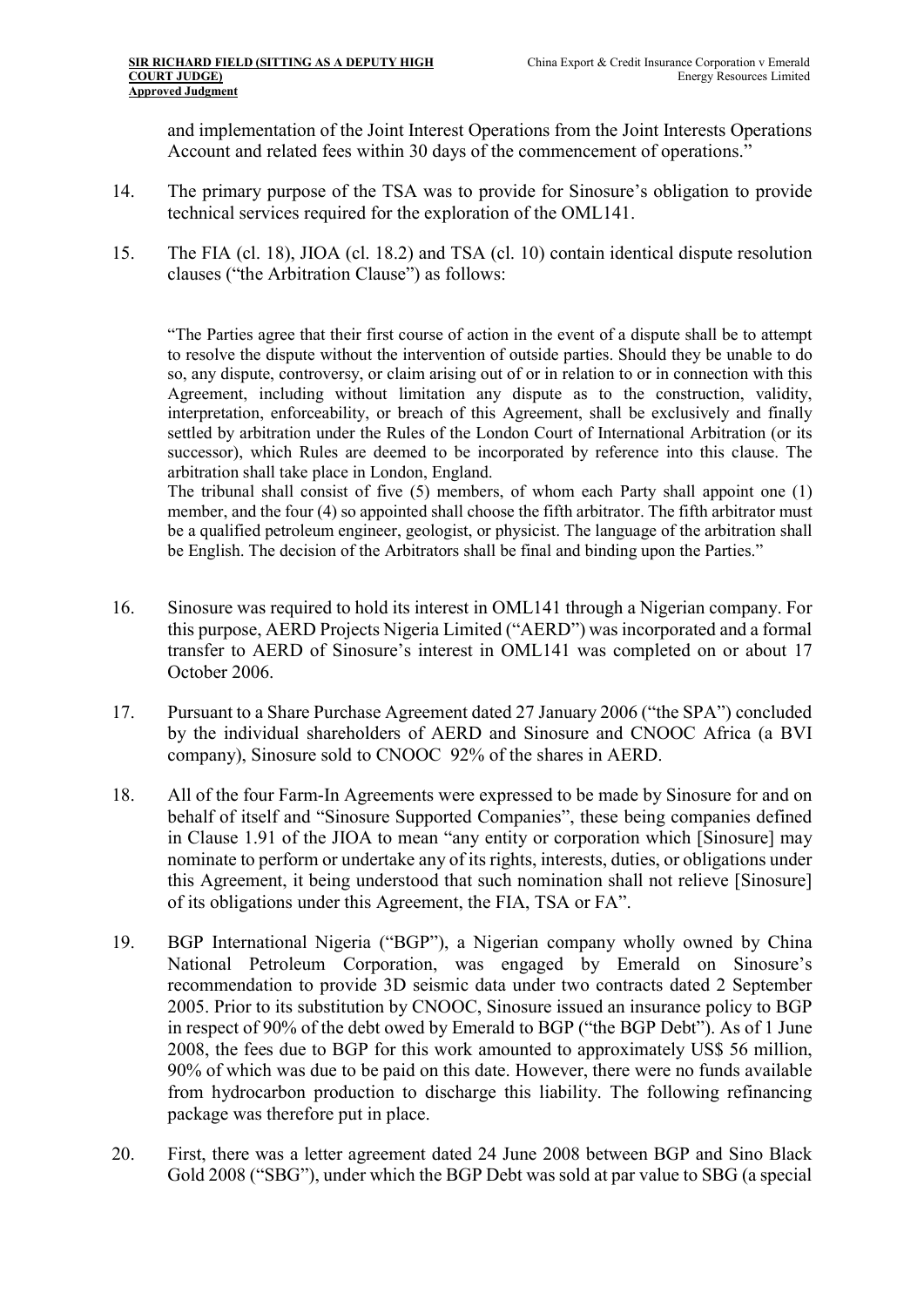and implementation of the Joint Interest Operations from the Joint Interests Operations Account and related fees within 30 days of the commencement of operations."

14. The primary purpose of the TSA was to provide for Sinosure's obligation to provide technical services required for the exploration of the OML141.

15. The FIA (cl. 18), JIOA (cl. 18.2) and TSA (cl. 10) contain identical dispute resolution clauses ("the Arbitration Clause") as follows:

> "The Parties agree that their first course of action in the event of a dispute shall be to attempt to resolve the dispute without the intervention of outside parties. Should they be unable to do so, any dispute, controversy, or claim arising out of or in relation to or in connection with this Agreement, including without limitation any dispute as to the construction, validity, interpretation, enforceability, or breach of this Agreement, shall be exclusively and finally settled by arbitration under the Rules of the London Court of International Arbitration (or its successor), which Rules are deemed to be incorporated by reference into this clause. The arbitration shall take place in London, England.
> The tribunal shall consist of five (5) members, of whom each Party shall appoint one (1) member, and the four (4) so appointed shall choose the fifth arbitrator. The fifth arbitrator must be a qualified petroleum engineer, geologist, or physicist. The language of the arbitration shall be English. The decision of the Arbitrators shall be final and binding upon the Parties."

16. Sinosure was required to hold its interest in OML141 through a Nigerian company. For this purpose, AERD Projects Nigeria Limited ("AERD") was incorporated and a formal transfer to AERD of Sinosure's interest in OML141 was completed on or about 17 October 2006.

17. Pursuant to a Share Purchase Agreement dated 27 January 2006 ("the SPA") concluded by the individual shareholders of AERD and Sinosure and CNOOC Africa (a BVI company), Sinosure sold to CNOOC 92% of the shares in AERD.

18. All of the four Farm-In Agreements were expressed to be made by Sinosure for and on behalf of itself and "Sinosure Supported Companies", these being companies defined in Clause 1.91 of the JIOA to mean "any entity or corporation which [Sinosure] may nominate to perform or undertake any of its rights, interests, duties, or obligations under this Agreement, it being understood that such nomination shall not relieve [Sinosure] of its obligations under this Agreement, the FIA, TSA or FA".

19. BGP International Nigeria ("BGP"), a Nigerian company wholly owned by China National Petroleum Corporation, was engaged by Emerald on Sinosure's recommendation to provide 3D seismic data under two contracts dated 2 September 2005. Prior to its substitution by CNOOC, Sinosure issued an insurance policy to BGP in respect of 90% of the debt owed by Emerald to BGP ("the BGP Debt"). As of 1 June 2008, the fees due to BGP for this work amounted to approximately US$ 56 million, 90% of which was due to be paid on this date. However, there were no funds available from hydrocarbon production to discharge this liability. The following refinancing package was therefore put in place.

20. First, there was a letter agreement dated 24 June 2008 between BGP and Sino Black Gold 2008 ("SBG"), under which the BGP Debt was sold at par value to SBG (a special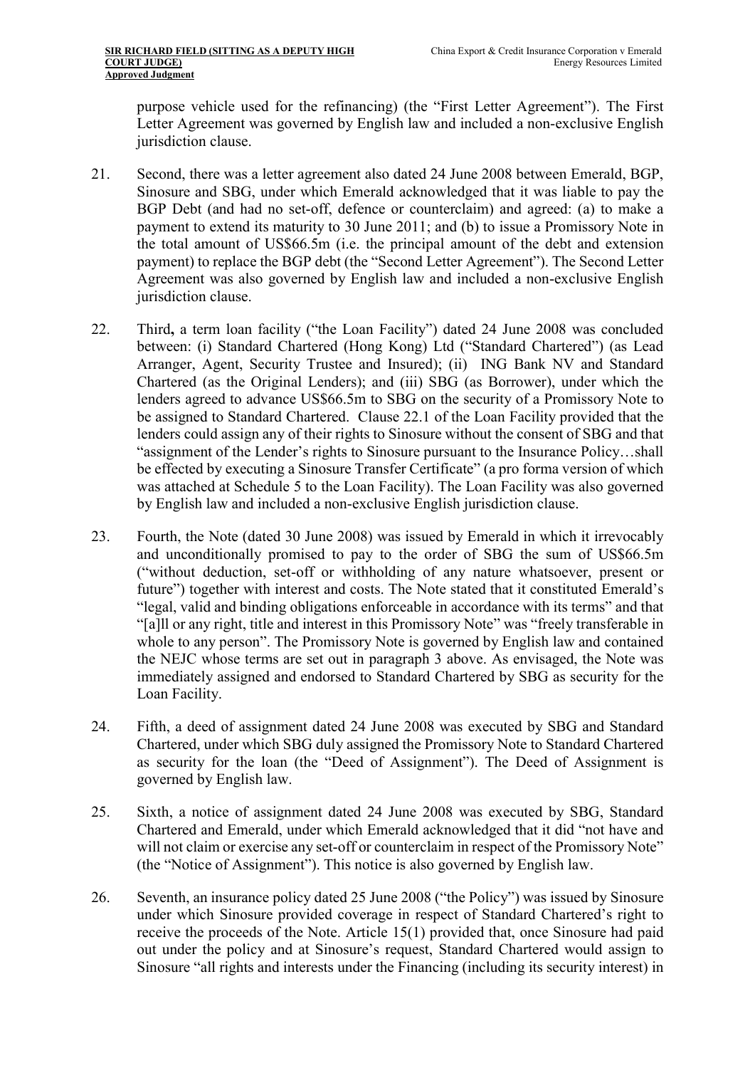purpose vehicle used for the refinancing) (the "First Letter Agreement"). The First Letter Agreement was governed by English law and included a non-exclusive English jurisdiction clause.

21. Second, there was a letter agreement also dated 24 June 2008 between Emerald, BGP, Sinosure and SBG, under which Emerald acknowledged that it was liable to pay the BGP Debt (and had no set-off, defence or counterclaim) and agreed: (a) to make a payment to extend its maturity to 30 June 2011; and (b) to issue a Promissory Note in the total amount of US$66.5m (i.e. the principal amount of the debt and extension payment) to replace the BGP debt (the "Second Letter Agreement"). The Second Letter Agreement was also governed by English law and included a non-exclusive English jurisdiction clause.

22. Third**,** a term loan facility ("the Loan Facility") dated 24 June 2008 was concluded between: (i) Standard Chartered (Hong Kong) Ltd ("Standard Chartered") (as Lead Arranger, Agent, Security Trustee and Insured); (ii) ING Bank NV and Standard Chartered (as the Original Lenders); and (iii) SBG (as Borrower), under which the lenders agreed to advance US$66.5m to SBG on the security of a Promissory Note to be assigned to Standard Chartered. Clause 22.1 of the Loan Facility provided that the lenders could assign any of their rights to Sinosure without the consent of SBG and that "assignment of the Lender's rights to Sinosure pursuant to the Insurance Policy…shall be effected by executing a Sinosure Transfer Certificate" (a pro forma version of which was attached at Schedule 5 to the Loan Facility). The Loan Facility was also governed by English law and included a non-exclusive English jurisdiction clause.

23. Fourth, the Note (dated 30 June 2008) was issued by Emerald in which it irrevocably and unconditionally promised to pay to the order of SBG the sum of US$66.5m ("without deduction, set-off or withholding of any nature whatsoever, present or future") together with interest and costs. The Note stated that it constituted Emerald's "legal, valid and binding obligations enforceable in accordance with its terms" and that "[a]ll or any right, title and interest in this Promissory Note" was "freely transferable in whole to any person". The Promissory Note is governed by English law and contained the NEJC whose terms are set out in paragraph 3 above. As envisaged, the Note was immediately assigned and endorsed to Standard Chartered by SBG as security for the Loan Facility.

24. Fifth, a deed of assignment dated 24 June 2008 was executed by SBG and Standard Chartered, under which SBG duly assigned the Promissory Note to Standard Chartered as security for the loan (the "Deed of Assignment"). The Deed of Assignment is governed by English law.

25. Sixth, a notice of assignment dated 24 June 2008 was executed by SBG, Standard Chartered and Emerald, under which Emerald acknowledged that it did "not have and will not claim or exercise any set-off or counterclaim in respect of the Promissory Note" (the "Notice of Assignment"). This notice is also governed by English law.

26. Seventh, an insurance policy dated 25 June 2008 ("the Policy") was issued by Sinosure under which Sinosure provided coverage in respect of Standard Chartered's right to receive the proceeds of the Note. Article 15(1) provided that, once Sinosure had paid out under the policy and at Sinosure's request, Standard Chartered would assign to Sinosure "all rights and interests under the Financing (including its security interest) in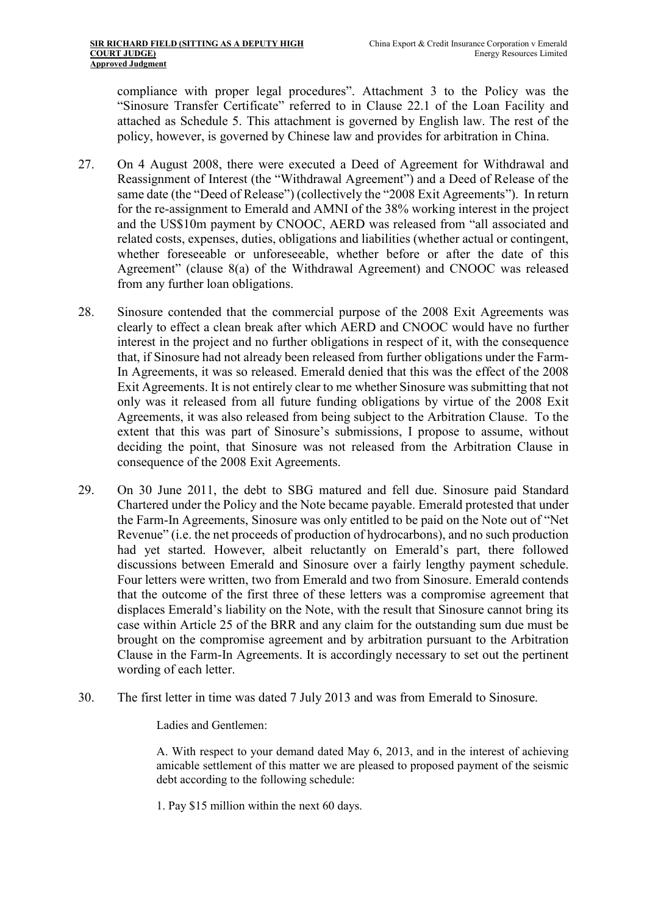compliance with proper legal procedures". Attachment 3 to the Policy was the "Sinosure Transfer Certificate" referred to in Clause 22.1 of the Loan Facility and attached as Schedule 5. This attachment is governed by English law. The rest of the policy, however, is governed by Chinese law and provides for arbitration in China.

27. On 4 August 2008, there were executed a Deed of Agreement for Withdrawal and Reassignment of Interest (the "Withdrawal Agreement") and a Deed of Release of the same date (the "Deed of Release") (collectively the "2008 Exit Agreements"). In return for the re-assignment to Emerald and AMNI of the 38% working interest in the project and the US$10m payment by CNOOC, AERD was released from "all associated and related costs, expenses, duties, obligations and liabilities (whether actual or contingent, whether foreseeable or unforeseeable, whether before or after the date of this Agreement" (clause 8(a) of the Withdrawal Agreement) and CNOOC was released from any further loan obligations.

28. Sinosure contended that the commercial purpose of the 2008 Exit Agreements was clearly to effect a clean break after which AERD and CNOOC would have no further interest in the project and no further obligations in respect of it, with the consequence that, if Sinosure had not already been released from further obligations under the Farm-In Agreements, it was so released. Emerald denied that this was the effect of the 2008 Exit Agreements. It is not entirely clear to me whether Sinosure was submitting that not only was it released from all future funding obligations by virtue of the 2008 Exit Agreements, it was also released from being subject to the Arbitration Clause. To the extent that this was part of Sinosure's submissions, I propose to assume, without deciding the point, that Sinosure was not released from the Arbitration Clause in consequence of the 2008 Exit Agreements.

29. On 30 June 2011, the debt to SBG matured and fell due. Sinosure paid Standard Chartered under the Policy and the Note became payable. Emerald protested that under the Farm-In Agreements, Sinosure was only entitled to be paid on the Note out of "Net Revenue" (i.e. the net proceeds of production of hydrocarbons), and no such production had yet started. However, albeit reluctantly on Emerald's part, there followed discussions between Emerald and Sinosure over a fairly lengthy payment schedule. Four letters were written, two from Emerald and two from Sinosure. Emerald contends that the outcome of the first three of these letters was a compromise agreement that displaces Emerald's liability on the Note, with the result that Sinosure cannot bring its case within Article 25 of the BRR and any claim for the outstanding sum due must be brought on the compromise agreement and by arbitration pursuant to the Arbitration Clause in the Farm-In Agreements. It is accordingly necessary to set out the pertinent wording of each letter.

30. The first letter in time was dated 7 July 2013 and was from Emerald to Sinosure.

> Ladies and Gentlemen:
>
> A. With respect to your demand dated May 6, 2013, and in the interest of achieving amicable settlement of this matter we are pleased to proposed payment of the seismic debt according to the following schedule:
>
> 1. Pay $15 million within the next 60 days.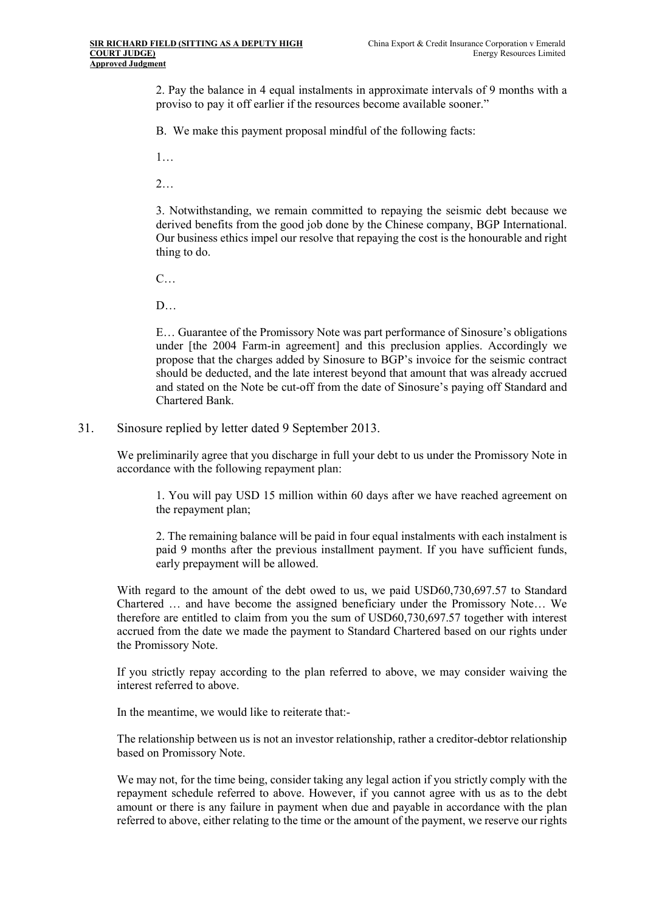> 2. Pay the balance in 4 equal instalments in approximate intervals of 9 months with a proviso to pay it off earlier if the resources become available sooner."
>
> B. We make this payment proposal mindful of the following facts:
>
> 1…
>
> 2…
>
> 3. Notwithstanding, we remain committed to repaying the seismic debt because we derived benefits from the good job done by the Chinese company, BGP International. Our business ethics impel our resolve that repaying the cost is the honourable and right thing to do.
>
> C…
>
> D…
>
> E… Guarantee of the Promissory Note was part performance of Sinosure's obligations under [the 2004 Farm-in agreement] and this preclusion applies. Accordingly we propose that the charges added by Sinosure to BGP's invoice for the seismic contract should be deducted, and the late interest beyond that amount that was already accrued and stated on the Note be cut-off from the date of Sinosure's paying off Standard and Chartered Bank.

31. Sinosure replied by letter dated 9 September 2013.

> We preliminarily agree that you discharge in full your debt to us under the Promissory Note in accordance with the following repayment plan:
>
> > 1. You will pay USD 15 million within 60 days after we have reached agreement on the repayment plan;
> >
> > 2. The remaining balance will be paid in four equal instalments with each instalment is paid 9 months after the previous installment payment. If you have sufficient funds, early prepayment will be allowed.
>
> With regard to the amount of the debt owed to us, we paid USD60,730,697.57 to Standard Chartered … and have become the assigned beneficiary under the Promissory Note… We therefore are entitled to claim from you the sum of USD60,730,697.57 together with interest accrued from the date we made the payment to Standard Chartered based on our rights under the Promissory Note.
>
> If you strictly repay according to the plan referred to above, we may consider waiving the interest referred to above.
>
> In the meantime, we would like to reiterate that:-
>
> The relationship between us is not an investor relationship, rather a creditor-debtor relationship based on Promissory Note.
>
> We may not, for the time being, consider taking any legal action if you strictly comply with the repayment schedule referred to above. However, if you cannot agree with us as to the debt amount or there is any failure in payment when due and payable in accordance with the plan referred to above, either relating to the time or the amount of the payment, we reserve our rights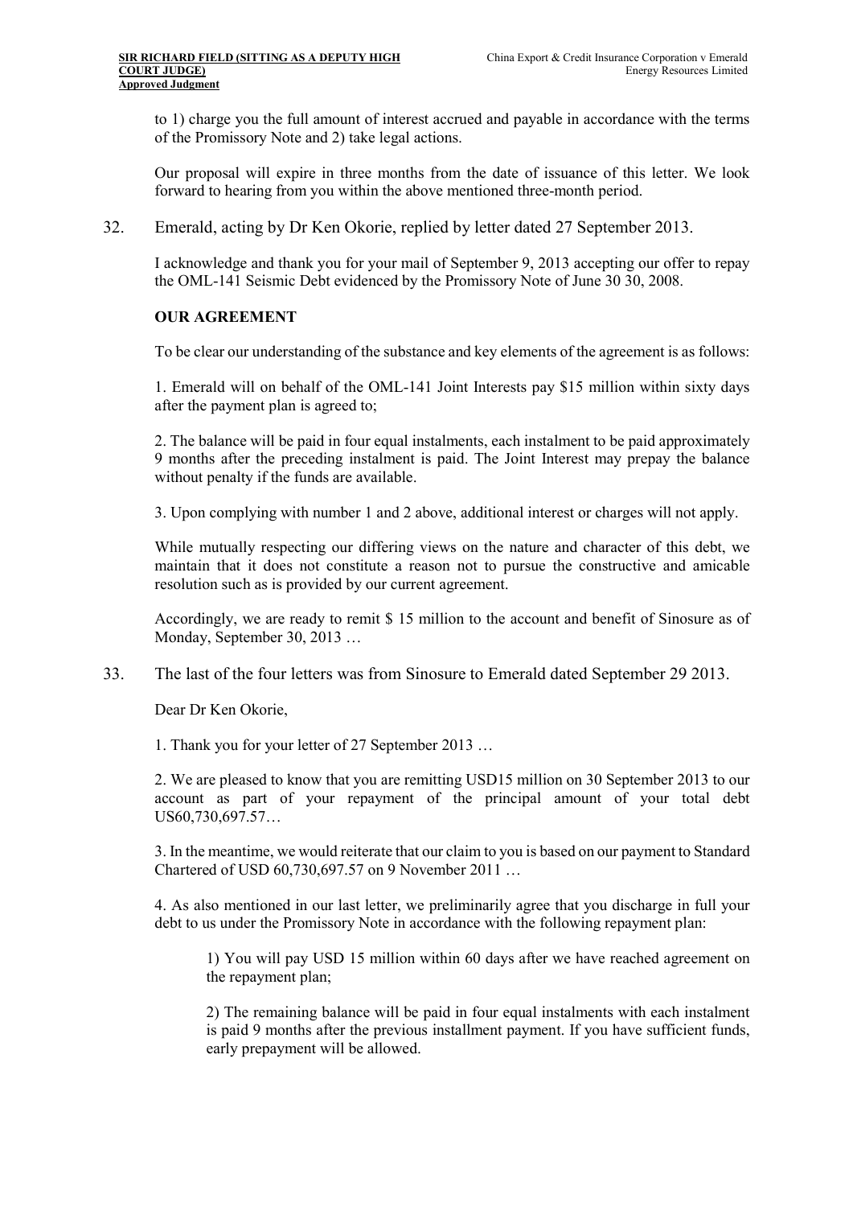to 1) charge you the full amount of interest accrued and payable in accordance with the terms of the Promissory Note and 2) take legal actions.

Our proposal will expire in three months from the date of issuance of this letter. We look forward to hearing from you within the above mentioned three-month period.

32. Emerald, acting by Dr Ken Okorie, replied by letter dated 27 September 2013.

I acknowledge and thank you for your mail of September 9, 2013 accepting our offer to repay the OML-141 Seismic Debt evidenced by the Promissory Note of June 30 30, 2008.

**OUR AGREEMENT**

To be clear our understanding of the substance and key elements of the agreement is as follows:

1. Emerald will on behalf of the OML-141 Joint Interests pay $15 million within sixty days after the payment plan is agreed to;

2. The balance will be paid in four equal instalments, each instalment to be paid approximately 9 months after the preceding instalment is paid. The Joint Interest may prepay the balance without penalty if the funds are available.

3. Upon complying with number 1 and 2 above, additional interest or charges will not apply.

While mutually respecting our differing views on the nature and character of this debt, we maintain that it does not constitute a reason not to pursue the constructive and amicable resolution such as is provided by our current agreement.

Accordingly, we are ready to remit $ 15 million to the account and benefit of Sinosure as of Monday, September 30, 2013 …

33. The last of the four letters was from Sinosure to Emerald dated September 29 2013.

Dear Dr Ken Okorie,

1. Thank you for your letter of 27 September 2013 …

2. We are pleased to know that you are remitting USD15 million on 30 September 2013 to our account as part of your repayment of the principal amount of your total debt US60,730,697.57…

3. In the meantime, we would reiterate that our claim to you is based on our payment to Standard Chartered of USD 60,730,697.57 on 9 November 2011 …

4. As also mentioned in our last letter, we preliminarily agree that you discharge in full your debt to us under the Promissory Note in accordance with the following repayment plan:

> 1) You will pay USD 15 million within 60 days after we have reached agreement on the repayment plan;
>
> 2) The remaining balance will be paid in four equal instalments with each instalment is paid 9 months after the previous installment payment. If you have sufficient funds, early prepayment will be allowed.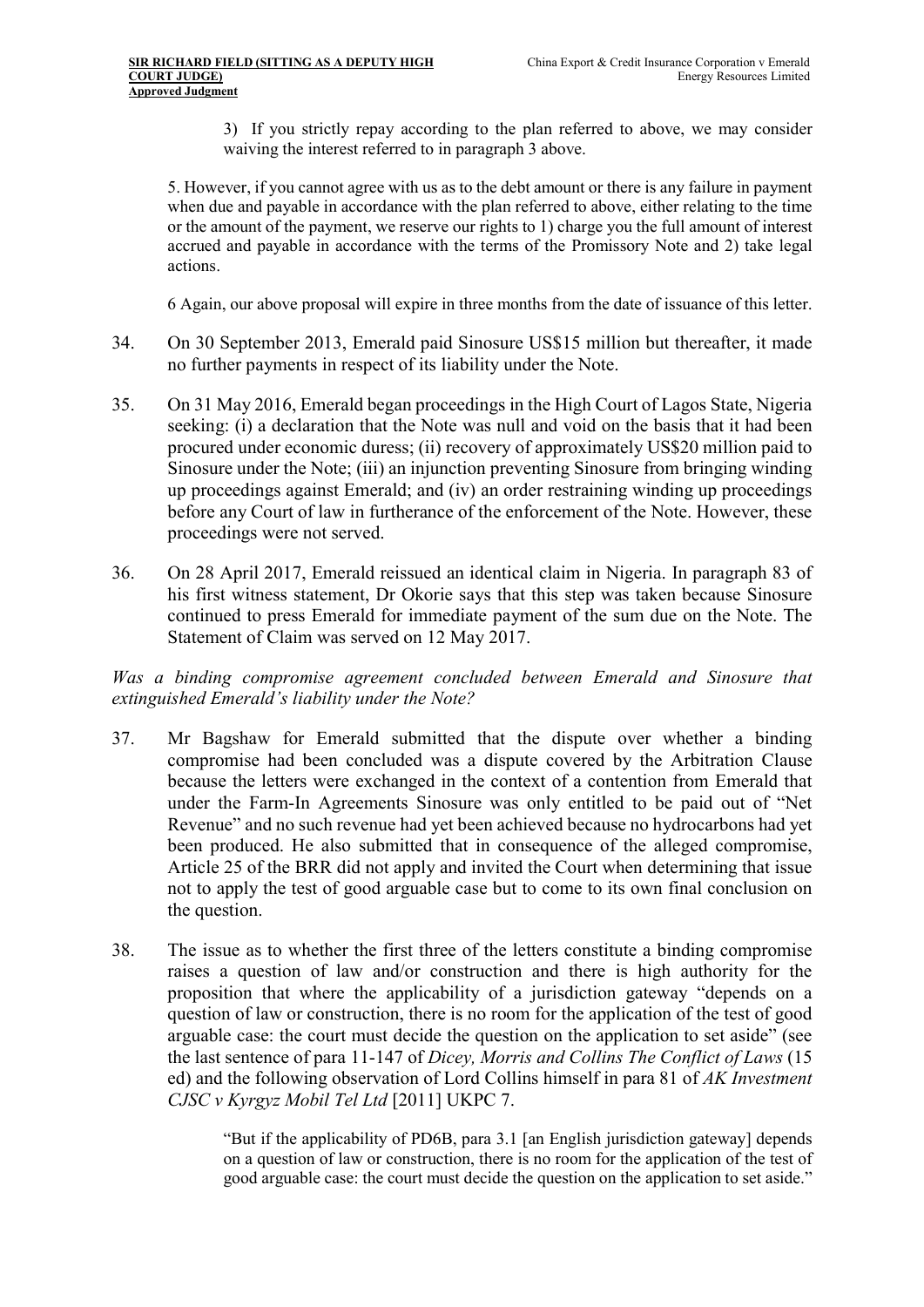> 3) If you strictly repay according to the plan referred to above, we may consider waiving the interest referred to in paragraph 3 above.
>
> 5. However, if you cannot agree with us as to the debt amount or there is any failure in payment when due and payable in accordance with the plan referred to above, either relating to the time or the amount of the payment, we reserve our rights to 1) charge you the full amount of interest accrued and payable in accordance with the terms of the Promissory Note and 2) take legal actions.
>
> 6 Again, our above proposal will expire in three months from the date of issuance of this letter.

34. On 30 September 2013, Emerald paid Sinosure US$15 million but thereafter, it made no further payments in respect of its liability under the Note.

35. On 31 May 2016, Emerald began proceedings in the High Court of Lagos State, Nigeria seeking: (i) a declaration that the Note was null and void on the basis that it had been procured under economic duress; (ii) recovery of approximately US$20 million paid to Sinosure under the Note; (iii) an injunction preventing Sinosure from bringing winding up proceedings against Emerald; and (iv) an order restraining winding up proceedings before any Court of law in furtherance of the enforcement of the Note. However, these proceedings were not served.

36. On 28 April 2017, Emerald reissued an identical claim in Nigeria. In paragraph 83 of his first witness statement, Dr Okorie says that this step was taken because Sinosure continued to press Emerald for immediate payment of the sum due on the Note. The Statement of Claim was served on 12 May 2017.

*Was a binding compromise agreement concluded between Emerald and Sinosure that extinguished Emerald's liability under the Note?*

37. Mr Bagshaw for Emerald submitted that the dispute over whether a binding compromise had been concluded was a dispute covered by the Arbitration Clause because the letters were exchanged in the context of a contention from Emerald that under the Farm-In Agreements Sinosure was only entitled to be paid out of "Net Revenue" and no such revenue had yet been achieved because no hydrocarbons had yet been produced. He also submitted that in consequence of the alleged compromise, Article 25 of the BRR did not apply and invited the Court when determining that issue not to apply the test of good arguable case but to come to its own final conclusion on the question.

38. The issue as to whether the first three of the letters constitute a binding compromise raises a question of law and/or construction and there is high authority for the proposition that where the applicability of a jurisdiction gateway "depends on a question of law or construction, there is no room for the application of the test of good arguable case: the court must decide the question on the application to set aside" (see the last sentence of para 11-147 of *Dicey, Morris and Collins The Conflict of Laws* (15 ed) and the following observation of Lord Collins himself in para 81 of *AK Investment CJSC v Kyrgyz Mobil Tel Ltd* [2011] UKPC 7.

> "But if the applicability of PD6B, para 3.1 [an English jurisdiction gateway] depends on a question of law or construction, there is no room for the application of the test of good arguable case: the court must decide the question on the application to set aside."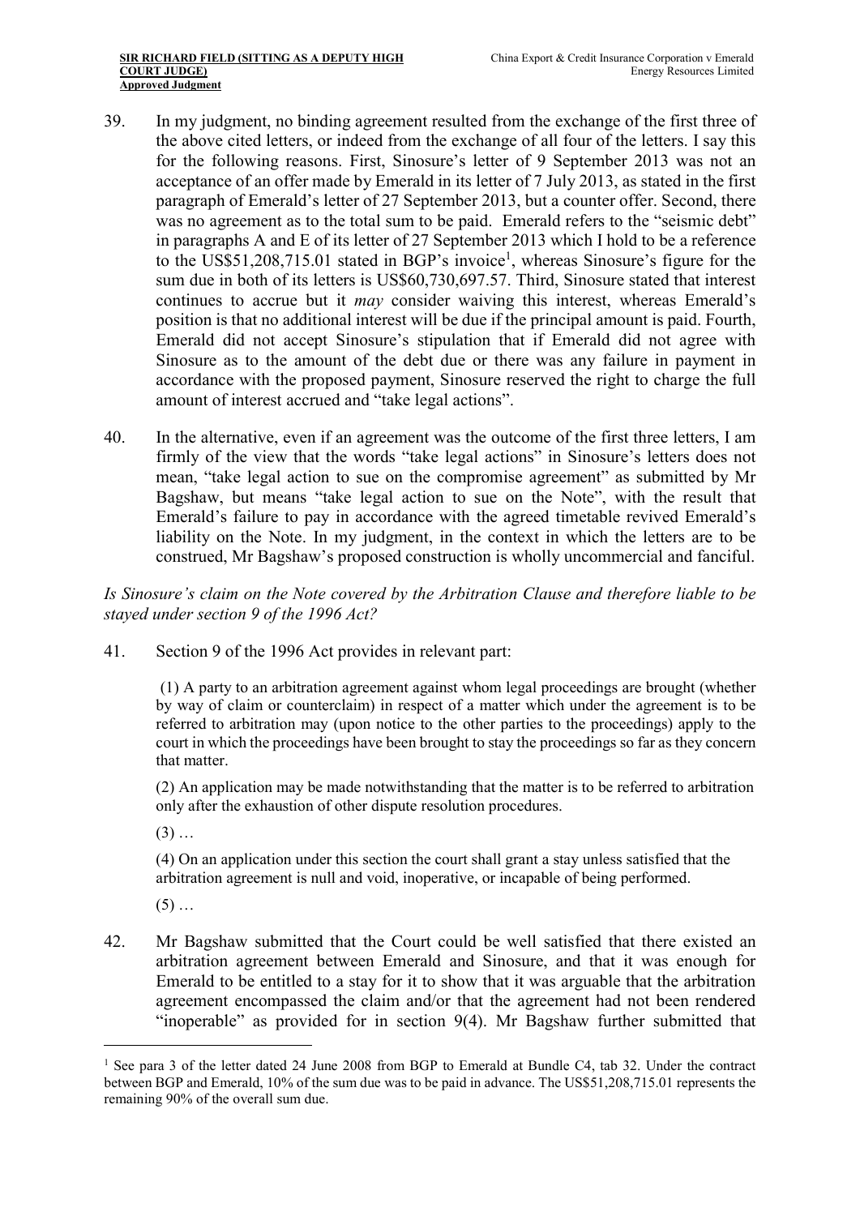39. In my judgment, no binding agreement resulted from the exchange of the first three of the above cited letters, or indeed from the exchange of all four of the letters. I say this for the following reasons. First, Sinosure's letter of 9 September 2013 was not an acceptance of an offer made by Emerald in its letter of 7 July 2013, as stated in the first paragraph of Emerald's letter of 27 September 2013, but a counter offer. Second, there was no agreement as to the total sum to be paid. Emerald refers to the "seismic debt" in paragraphs A and E of its letter of 27 September 2013 which I hold to be a reference to the US$51,208,715.01 stated in BGP's invoice[1], whereas Sinosure's figure for the sum due in both of its letters is US$60,730,697.57. Third, Sinosure stated that interest continues to accrue but it *may* consider waiving this interest, whereas Emerald's position is that no additional interest will be due if the principal amount is paid. Fourth, Emerald did not accept Sinosure's stipulation that if Emerald did not agree with Sinosure as to the amount of the debt due or there was any failure in payment in accordance with the proposed payment, Sinosure reserved the right to charge the full amount of interest accrued and "take legal actions".

40. In the alternative, even if an agreement was the outcome of the first three letters, I am firmly of the view that the words "take legal actions" in Sinosure's letters does not mean, "take legal action to sue on the compromise agreement" as submitted by Mr Bagshaw, but means "take legal action to sue on the Note", with the result that Emerald's failure to pay in accordance with the agreed timetable revived Emerald's liability on the Note. In my judgment, in the context in which the letters are to be construed, Mr Bagshaw's proposed construction is wholly uncommercial and fanciful.

*Is Sinosure's claim on the Note covered by the Arbitration Clause and therefore liable to be stayed under section 9 of the 1996 Act?*

41. Section 9 of the 1996 Act provides in relevant part:

> (1) A party to an arbitration agreement against whom legal proceedings are brought (whether by way of claim or counterclaim) in respect of a matter which under the agreement is to be referred to arbitration may (upon notice to the other parties to the proceedings) apply to the court in which the proceedings have been brought to stay the proceedings so far as they concern that matter.
>
> (2) An application may be made notwithstanding that the matter is to be referred to arbitration only after the exhaustion of other dispute resolution procedures.
>
> (3) …
>
> (4) On an application under this section the court shall grant a stay unless satisfied that the arbitration agreement is null and void, inoperative, or incapable of being performed.
>
> (5) …

42. Mr Bagshaw submitted that the Court could be well satisfied that there existed an arbitration agreement between Emerald and Sinosure, and that it was enough for Emerald to be entitled to a stay for it to show that it was arguable that the arbitration agreement encompassed the claim and/or that the agreement had not been rendered "inoperable" as provided for in section 9(4). Mr Bagshaw further submitted that

---

[1] See para 3 of the letter dated 24 June 2008 from BGP to Emerald at Bundle C4, tab 32. Under the contract between BGP and Emerald, 10% of the sum due was to be paid in advance. The US$51,208,715.01 represents the remaining 90% of the overall sum due.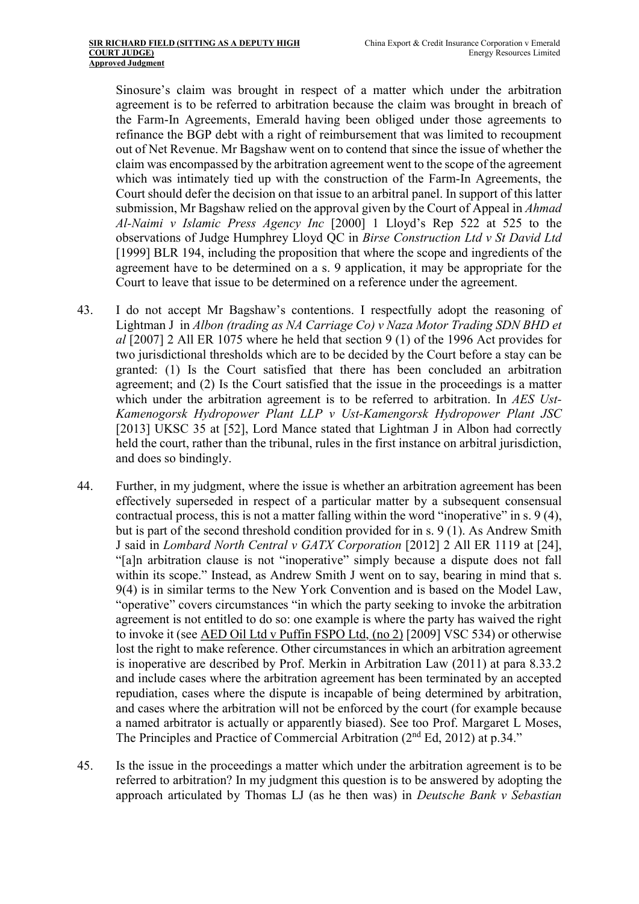Sinosure's claim was brought in respect of a matter which under the arbitration agreement is to be referred to arbitration because the claim was brought in breach of the Farm-In Agreements, Emerald having been obliged under those agreements to refinance the BGP debt with a right of reimbursement that was limited to recoupment out of Net Revenue. Mr Bagshaw went on to contend that since the issue of whether the claim was encompassed by the arbitration agreement went to the scope of the agreement which was intimately tied up with the construction of the Farm-In Agreements, the Court should defer the decision on that issue to an arbitral panel. In support of this latter submission, Mr Bagshaw relied on the approval given by the Court of Appeal in *Ahmad Al-Naimi v Islamic Press Agency Inc* [2000] 1 Lloyd's Rep 522 at 525 to the observations of Judge Humphrey Lloyd QC in *Birse Construction Ltd v St David Ltd* [1999] BLR 194, including the proposition that where the scope and ingredients of the agreement have to be determined on a s. 9 application, it may be appropriate for the Court to leave that issue to be determined on a reference under the agreement.

43. I do not accept Mr Bagshaw's contentions. I respectfully adopt the reasoning of Lightman J in *Albon (trading as NA Carriage Co) v Naza Motor Trading SDN BHD et al* [2007] 2 All ER 1075 where he held that section 9 (1) of the 1996 Act provides for two jurisdictional thresholds which are to be decided by the Court before a stay can be granted: (1) Is the Court satisfied that there has been concluded an arbitration agreement; and (2) Is the Court satisfied that the issue in the proceedings is a matter which under the arbitration agreement is to be referred to arbitration. In *AES Ust-Kamenogorsk Hydropower Plant LLP v Ust-Kamengorsk Hydropower Plant JSC* [2013] UKSC 35 at [52], Lord Mance stated that Lightman J in Albon had correctly held the court, rather than the tribunal, rules in the first instance on arbitral jurisdiction, and does so bindingly.

44. Further, in my judgment, where the issue is whether an arbitration agreement has been effectively superseded in respect of a particular matter by a subsequent consensual contractual process, this is not a matter falling within the word "inoperative" in s. 9 (4), but is part of the second threshold condition provided for in s. 9 (1). As Andrew Smith J said in *Lombard North Central v GATX Corporation* [2012] 2 All ER 1119 at [24], "[a]n arbitration clause is not "inoperative" simply because a dispute does not fall within its scope." Instead, as Andrew Smith J went on to say, bearing in mind that s. 9(4) is in similar terms to the New York Convention and is based on the Model Law, "operative" covers circumstances "in which the party seeking to invoke the arbitration agreement is not entitled to do so: one example is where the party has waived the right to invoke it (see AED Oil Ltd v Puffin FSPO Ltd, (no 2) [2009] VSC 534) or otherwise lost the right to make reference. Other circumstances in which an arbitration agreement is inoperative are described by Prof. Merkin in Arbitration Law (2011) at para 8.33.2 and include cases where the arbitration agreement has been terminated by an accepted repudiation, cases where the dispute is incapable of being determined by arbitration, and cases where the arbitration will not be enforced by the court (for example because a named arbitrator is actually or apparently biased). See too Prof. Margaret L Moses, The Principles and Practice of Commercial Arbitration (2nd Ed, 2012) at p.34."

45. Is the issue in the proceedings a matter which under the arbitration agreement is to be referred to arbitration? In my judgment this question is to be answered by adopting the approach articulated by Thomas LJ (as he then was) in *Deutsche Bank v Sebastian*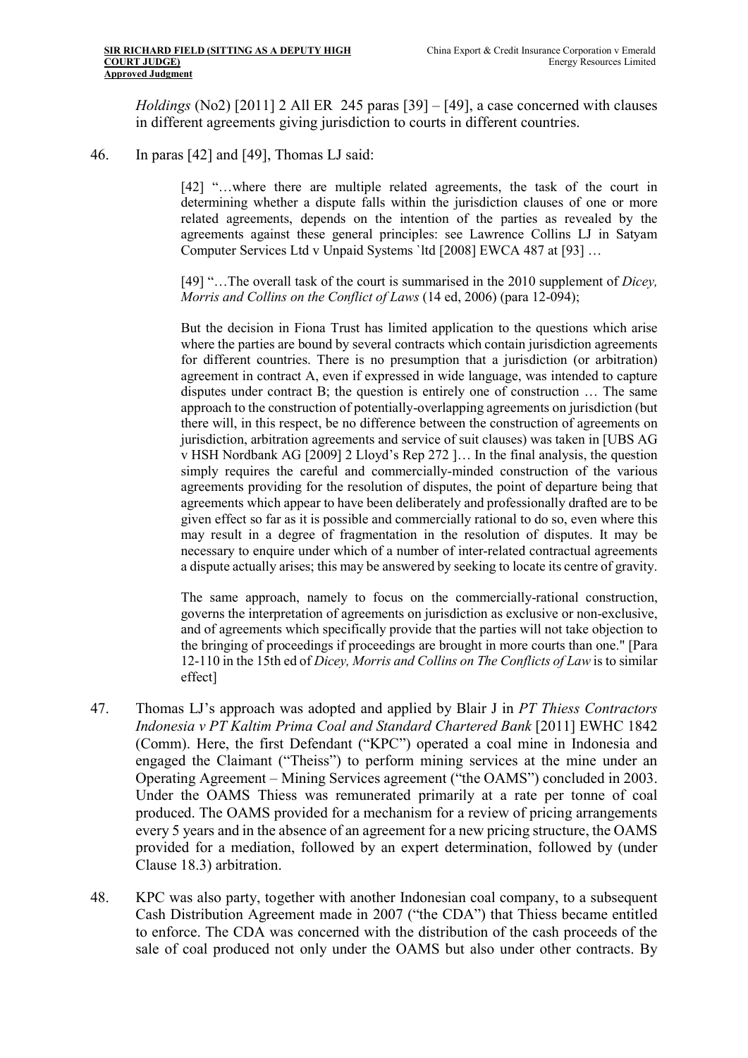*Holdings* (No2) [2011] 2 All ER 245 paras [39] – [49], a case concerned with clauses in different agreements giving jurisdiction to courts in different countries.

46. In paras [42] and [49], Thomas LJ said:

> [42] "…where there are multiple related agreements, the task of the court in determining whether a dispute falls within the jurisdiction clauses of one or more related agreements, depends on the intention of the parties as revealed by the agreements against these general principles: see Lawrence Collins LJ in Satyam Computer Services Ltd v Unpaid Systems `ltd [2008] EWCA 487 at [93] …
>
> [49] "…The overall task of the court is summarised in the 2010 supplement of *Dicey, Morris and Collins on the Conflict of Laws* (14 ed, 2006) (para 12-094);
>
> But the decision in Fiona Trust has limited application to the questions which arise where the parties are bound by several contracts which contain jurisdiction agreements for different countries. There is no presumption that a jurisdiction (or arbitration) agreement in contract A, even if expressed in wide language, was intended to capture disputes under contract B; the question is entirely one of construction … The same approach to the construction of potentially-overlapping agreements on jurisdiction (but there will, in this respect, be no difference between the construction of agreements on jurisdiction, arbitration agreements and service of suit clauses) was taken in [UBS AG v HSH Nordbank AG [2009] 2 Lloyd's Rep 272 ]… In the final analysis, the question simply requires the careful and commercially-minded construction of the various agreements providing for the resolution of disputes, the point of departure being that agreements which appear to have been deliberately and professionally drafted are to be given effect so far as it is possible and commercially rational to do so, even where this may result in a degree of fragmentation in the resolution of disputes. It may be necessary to enquire under which of a number of inter-related contractual agreements a dispute actually arises; this may be answered by seeking to locate its centre of gravity.
>
> The same approach, namely to focus on the commercially-rational construction, governs the interpretation of agreements on jurisdiction as exclusive or non-exclusive, and of agreements which specifically provide that the parties will not take objection to the bringing of proceedings if proceedings are brought in more courts than one." [Para 12-110 in the 15th ed of *Dicey, Morris and Collins on The Conflicts of Law* is to similar effect]

47. Thomas LJ's approach was adopted and applied by Blair J in *PT Thiess Contractors Indonesia v PT Kaltim Prima Coal and Standard Chartered Bank* [2011] EWHC 1842 (Comm). Here, the first Defendant ("KPC") operated a coal mine in Indonesia and engaged the Claimant ("Theiss") to perform mining services at the mine under an Operating Agreement – Mining Services agreement ("the OAMS") concluded in 2003. Under the OAMS Thiess was remunerated primarily at a rate per tonne of coal produced. The OAMS provided for a mechanism for a review of pricing arrangements every 5 years and in the absence of an agreement for a new pricing structure, the OAMS provided for a mediation, followed by an expert determination, followed by (under Clause 18.3) arbitration.

48. KPC was also party, together with another Indonesian coal company, to a subsequent Cash Distribution Agreement made in 2007 ("the CDA") that Thiess became entitled to enforce. The CDA was concerned with the distribution of the cash proceeds of the sale of coal produced not only under the OAMS but also under other contracts. By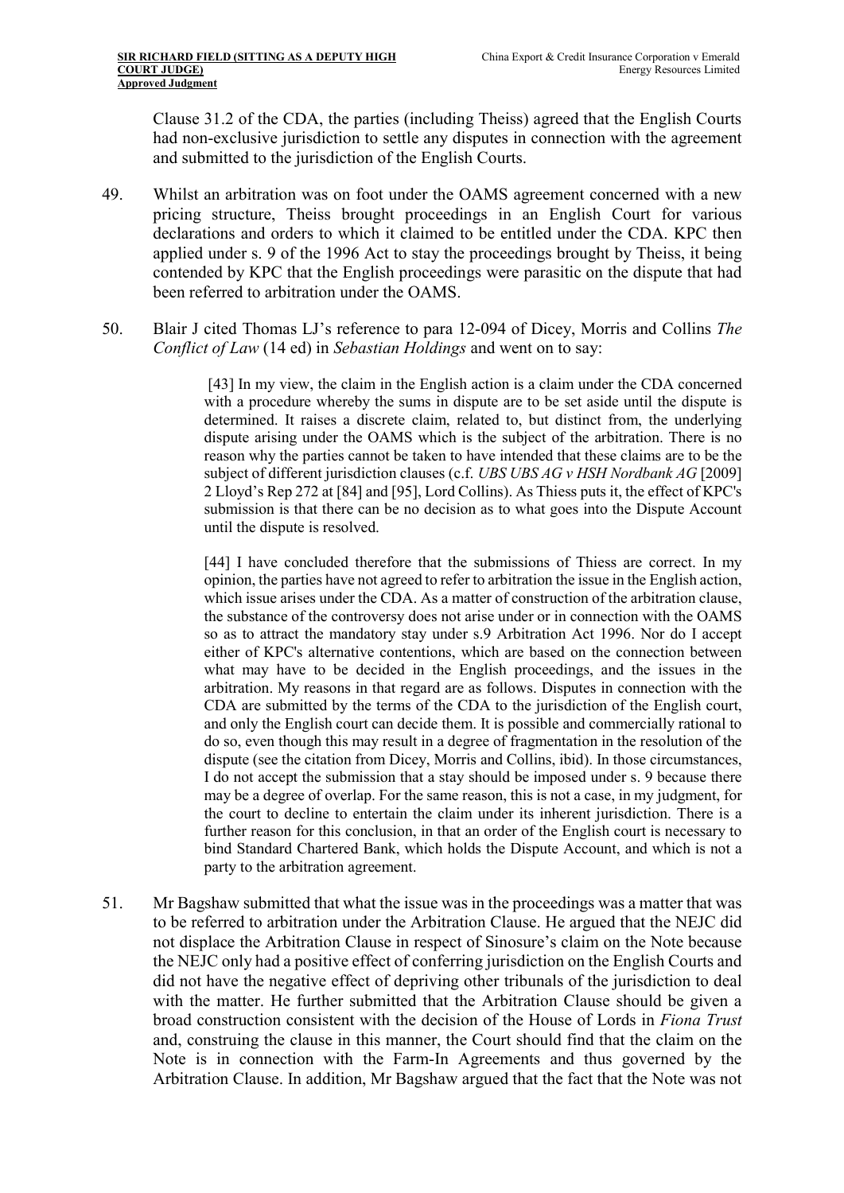Clause 31.2 of the CDA, the parties (including Theiss) agreed that the English Courts had non-exclusive jurisdiction to settle any disputes in connection with the agreement and submitted to the jurisdiction of the English Courts.

49. Whilst an arbitration was on foot under the OAMS agreement concerned with a new pricing structure, Theiss brought proceedings in an English Court for various declarations and orders to which it claimed to be entitled under the CDA. KPC then applied under s. 9 of the 1996 Act to stay the proceedings brought by Theiss, it being contended by KPC that the English proceedings were parasitic on the dispute that had been referred to arbitration under the OAMS.

50. Blair J cited Thomas LJ's reference to para 12-094 of Dicey, Morris and Collins *The Conflict of Law* (14 ed) in *Sebastian Holdings* and went on to say:

> [43] In my view, the claim in the English action is a claim under the CDA concerned with a procedure whereby the sums in dispute are to be set aside until the dispute is determined. It raises a discrete claim, related to, but distinct from, the underlying dispute arising under the OAMS which is the subject of the arbitration. There is no reason why the parties cannot be taken to have intended that these claims are to be the subject of different jurisdiction clauses (c.f. *UBS UBS AG v HSH Nordbank AG* [2009] 2 Lloyd's Rep 272 at [84] and [95], Lord Collins). As Thiess puts it, the effect of KPC's submission is that there can be no decision as to what goes into the Dispute Account until the dispute is resolved.
>
> [44] I have concluded therefore that the submissions of Thiess are correct. In my opinion, the parties have not agreed to refer to arbitration the issue in the English action, which issue arises under the CDA. As a matter of construction of the arbitration clause, the substance of the controversy does not arise under or in connection with the OAMS so as to attract the mandatory stay under s.9 Arbitration Act 1996. Nor do I accept either of KPC's alternative contentions, which are based on the connection between what may have to be decided in the English proceedings, and the issues in the arbitration. My reasons in that regard are as follows. Disputes in connection with the CDA are submitted by the terms of the CDA to the jurisdiction of the English court, and only the English court can decide them. It is possible and commercially rational to do so, even though this may result in a degree of fragmentation in the resolution of the dispute (see the citation from Dicey, Morris and Collins, ibid). In those circumstances, I do not accept the submission that a stay should be imposed under s. 9 because there may be a degree of overlap. For the same reason, this is not a case, in my judgment, for the court to decline to entertain the claim under its inherent jurisdiction. There is a further reason for this conclusion, in that an order of the English court is necessary to bind Standard Chartered Bank, which holds the Dispute Account, and which is not a party to the arbitration agreement.

51. Mr Bagshaw submitted that what the issue was in the proceedings was a matter that was to be referred to arbitration under the Arbitration Clause. He argued that the NEJC did not displace the Arbitration Clause in respect of Sinosure's claim on the Note because the NEJC only had a positive effect of conferring jurisdiction on the English Courts and did not have the negative effect of depriving other tribunals of the jurisdiction to deal with the matter. He further submitted that the Arbitration Clause should be given a broad construction consistent with the decision of the House of Lords in *Fiona Trust* and, construing the clause in this manner, the Court should find that the claim on the Note is in connection with the Farm-In Agreements and thus governed by the Arbitration Clause. In addition, Mr Bagshaw argued that the fact that the Note was not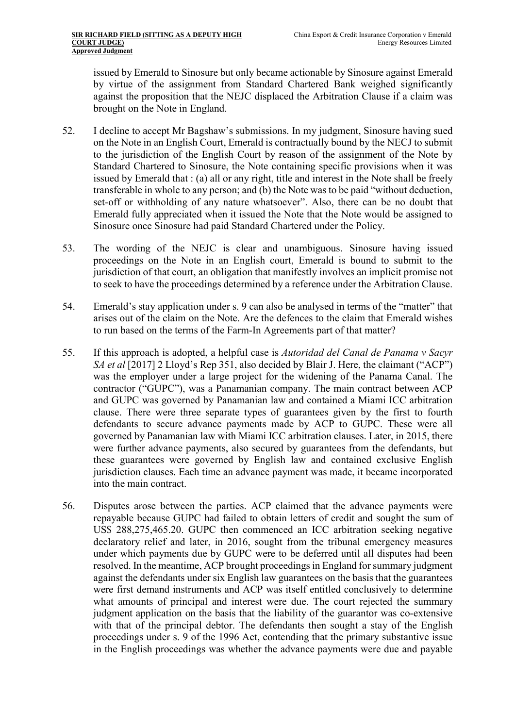issued by Emerald to Sinosure but only became actionable by Sinosure against Emerald by virtue of the assignment from Standard Chartered Bank weighed significantly against the proposition that the NEJC displaced the Arbitration Clause if a claim was brought on the Note in England.

52. I decline to accept Mr Bagshaw's submissions. In my judgment, Sinosure having sued on the Note in an English Court, Emerald is contractually bound by the NECJ to submit to the jurisdiction of the English Court by reason of the assignment of the Note by Standard Chartered to Sinosure, the Note containing specific provisions when it was issued by Emerald that : (a) all or any right, title and interest in the Note shall be freely transferable in whole to any person; and (b) the Note was to be paid "without deduction, set-off or withholding of any nature whatsoever". Also, there can be no doubt that Emerald fully appreciated when it issued the Note that the Note would be assigned to Sinosure once Sinosure had paid Standard Chartered under the Policy.

53. The wording of the NEJC is clear and unambiguous. Sinosure having issued proceedings on the Note in an English court, Emerald is bound to submit to the jurisdiction of that court, an obligation that manifestly involves an implicit promise not to seek to have the proceedings determined by a reference under the Arbitration Clause.

54. Emerald's stay application under s. 9 can also be analysed in terms of the "matter" that arises out of the claim on the Note. Are the defences to the claim that Emerald wishes to run based on the terms of the Farm-In Agreements part of that matter?

55. If this approach is adopted, a helpful case is *Autoridad del Canal de Panama v Sacyr SA et al* [2017] 2 Lloyd's Rep 351, also decided by Blair J. Here, the claimant ("ACP") was the employer under a large project for the widening of the Panama Canal. The contractor ("GUPC"), was a Panamanian company. The main contract between ACP and GUPC was governed by Panamanian law and contained a Miami ICC arbitration clause. There were three separate types of guarantees given by the first to fourth defendants to secure advance payments made by ACP to GUPC. These were all governed by Panamanian law with Miami ICC arbitration clauses. Later, in 2015, there were further advance payments, also secured by guarantees from the defendants, but these guarantees were governed by English law and contained exclusive English jurisdiction clauses. Each time an advance payment was made, it became incorporated into the main contract.

56. Disputes arose between the parties. ACP claimed that the advance payments were repayable because GUPC had failed to obtain letters of credit and sought the sum of US$ 288,275,465.20. GUPC then commenced an ICC arbitration seeking negative declaratory relief and later, in 2016, sought from the tribunal emergency measures under which payments due by GUPC were to be deferred until all disputes had been resolved. In the meantime, ACP brought proceedings in England for summary judgment against the defendants under six English law guarantees on the basis that the guarantees were first demand instruments and ACP was itself entitled conclusively to determine what amounts of principal and interest were due. The court rejected the summary judgment application on the basis that the liability of the guarantor was co-extensive with that of the principal debtor. The defendants then sought a stay of the English proceedings under s. 9 of the 1996 Act, contending that the primary substantive issue in the English proceedings was whether the advance payments were due and payable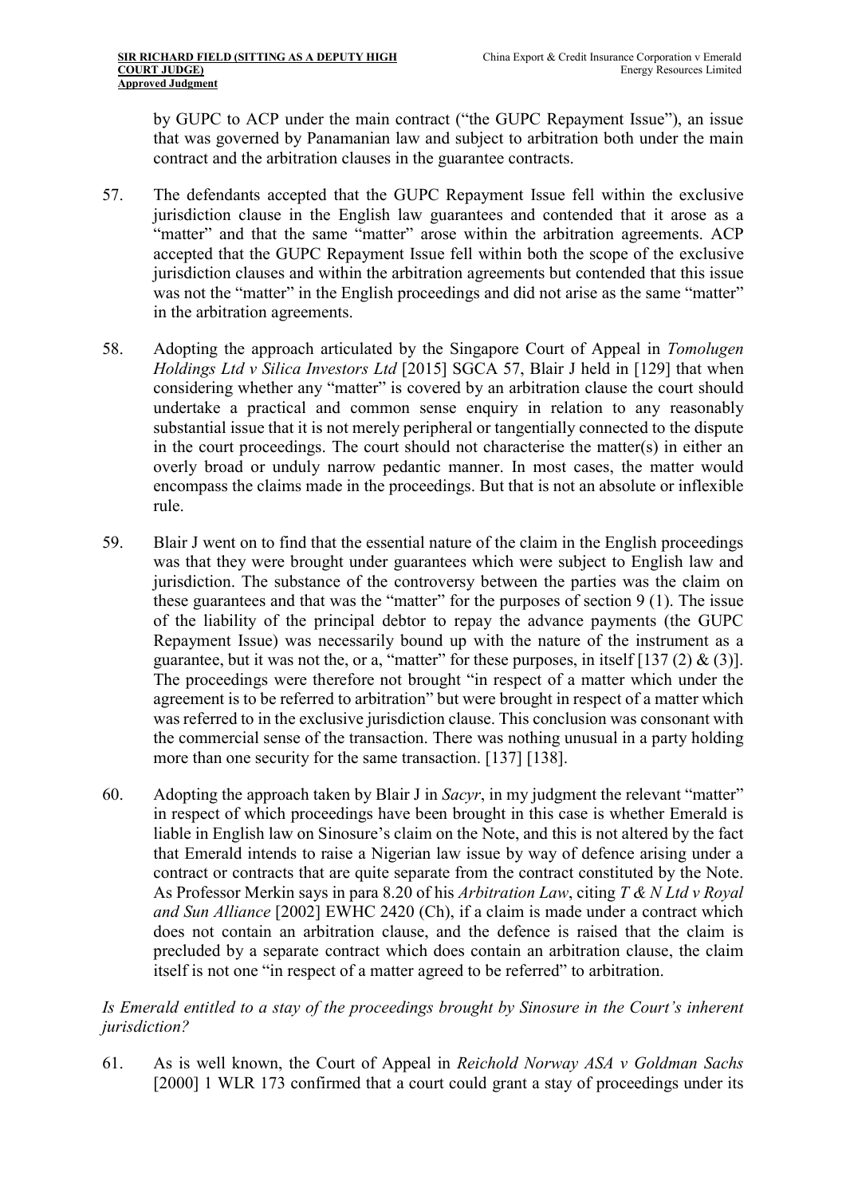by GUPC to ACP under the main contract ("the GUPC Repayment Issue"), an issue that was governed by Panamanian law and subject to arbitration both under the main contract and the arbitration clauses in the guarantee contracts.

57. The defendants accepted that the GUPC Repayment Issue fell within the exclusive jurisdiction clause in the English law guarantees and contended that it arose as a "matter" and that the same "matter" arose within the arbitration agreements. ACP accepted that the GUPC Repayment Issue fell within both the scope of the exclusive jurisdiction clauses and within the arbitration agreements but contended that this issue was not the "matter" in the English proceedings and did not arise as the same "matter" in the arbitration agreements.

58. Adopting the approach articulated by the Singapore Court of Appeal in *Tomolugen Holdings Ltd v Silica Investors Ltd* [2015] SGCA 57, Blair J held in [129] that when considering whether any "matter" is covered by an arbitration clause the court should undertake a practical and common sense enquiry in relation to any reasonably substantial issue that it is not merely peripheral or tangentially connected to the dispute in the court proceedings. The court should not characterise the matter(s) in either an overly broad or unduly narrow pedantic manner. In most cases, the matter would encompass the claims made in the proceedings. But that is not an absolute or inflexible rule.

59. Blair J went on to find that the essential nature of the claim in the English proceedings was that they were brought under guarantees which were subject to English law and jurisdiction. The substance of the controversy between the parties was the claim on these guarantees and that was the "matter" for the purposes of section 9 (1). The issue of the liability of the principal debtor to repay the advance payments (the GUPC Repayment Issue) was necessarily bound up with the nature of the instrument as a guarantee, but it was not the, or a, "matter" for these purposes, in itself [137 (2) & (3)]. The proceedings were therefore not brought "in respect of a matter which under the agreement is to be referred to arbitration" but were brought in respect of a matter which was referred to in the exclusive jurisdiction clause. This conclusion was consonant with the commercial sense of the transaction. There was nothing unusual in a party holding more than one security for the same transaction. [137] [138].

60. Adopting the approach taken by Blair J in *Sacyr*, in my judgment the relevant "matter" in respect of which proceedings have been brought in this case is whether Emerald is liable in English law on Sinosure's claim on the Note, and this is not altered by the fact that Emerald intends to raise a Nigerian law issue by way of defence arising under a contract or contracts that are quite separate from the contract constituted by the Note. As Professor Merkin says in para 8.20 of his *Arbitration Law*, citing *T & N Ltd v Royal and Sun Alliance* [2002] EWHC 2420 (Ch), if a claim is made under a contract which does not contain an arbitration clause, and the defence is raised that the claim is precluded by a separate contract which does contain an arbitration clause, the claim itself is not one "in respect of a matter agreed to be referred" to arbitration.

*Is Emerald entitled to a stay of the proceedings brought by Sinosure in the Court's inherent jurisdiction?*

61. As is well known, the Court of Appeal in *Reichold Norway ASA v Goldman Sachs* [2000] 1 WLR 173 confirmed that a court could grant a stay of proceedings under its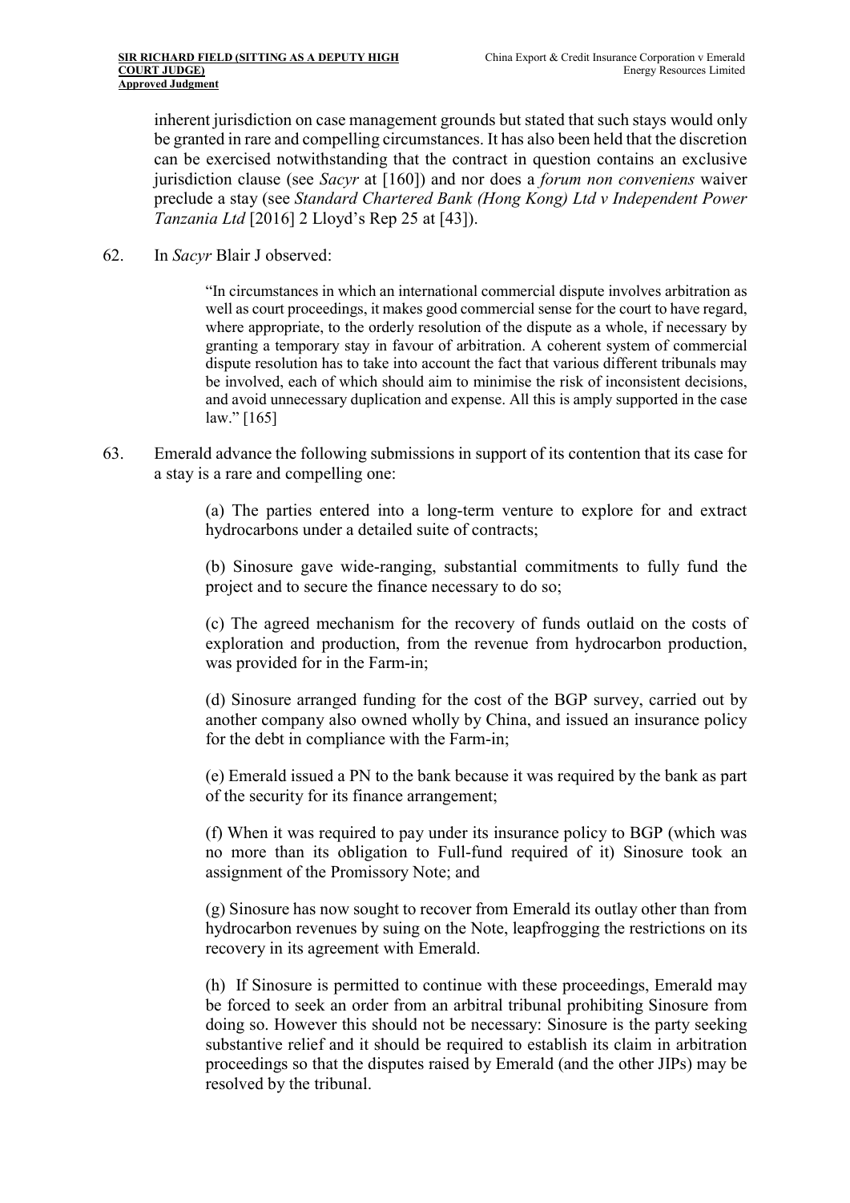inherent jurisdiction on case management grounds but stated that such stays would only be granted in rare and compelling circumstances. It has also been held that the discretion can be exercised notwithstanding that the contract in question contains an exclusive jurisdiction clause (see *Sacyr* at [160]) and nor does a *forum non conveniens* waiver preclude a stay (see *Standard Chartered Bank (Hong Kong) Ltd v Independent Power Tanzania Ltd* [2016] 2 Lloyd's Rep 25 at [43]).

62. In *Sacyr* Blair J observed:

> "In circumstances in which an international commercial dispute involves arbitration as well as court proceedings, it makes good commercial sense for the court to have regard, where appropriate, to the orderly resolution of the dispute as a whole, if necessary by granting a temporary stay in favour of arbitration. A coherent system of commercial dispute resolution has to take into account the fact that various different tribunals may be involved, each of which should aim to minimise the risk of inconsistent decisions, and avoid unnecessary duplication and expense. All this is amply supported in the case law." [165]

63. Emerald advance the following submissions in support of its contention that its case for a stay is a rare and compelling one:

> (a) The parties entered into a long-term venture to explore for and extract hydrocarbons under a detailed suite of contracts;
>
> (b) Sinosure gave wide-ranging, substantial commitments to fully fund the project and to secure the finance necessary to do so;
>
> (c) The agreed mechanism for the recovery of funds outlaid on the costs of exploration and production, from the revenue from hydrocarbon production, was provided for in the Farm-in;
>
> (d) Sinosure arranged funding for the cost of the BGP survey, carried out by another company also owned wholly by China, and issued an insurance policy for the debt in compliance with the Farm-in;
>
> (e) Emerald issued a PN to the bank because it was required by the bank as part of the security for its finance arrangement;
>
> (f) When it was required to pay under its insurance policy to BGP (which was no more than its obligation to Full-fund required of it) Sinosure took an assignment of the Promissory Note; and
>
> (g) Sinosure has now sought to recover from Emerald its outlay other than from hydrocarbon revenues by suing on the Note, leapfrogging the restrictions on its recovery in its agreement with Emerald.
>
> (h) If Sinosure is permitted to continue with these proceedings, Emerald may be forced to seek an order from an arbitral tribunal prohibiting Sinosure from doing so. However this should not be necessary: Sinosure is the party seeking substantive relief and it should be required to establish its claim in arbitration proceedings so that the disputes raised by Emerald (and the other JIPs) may be resolved by the tribunal.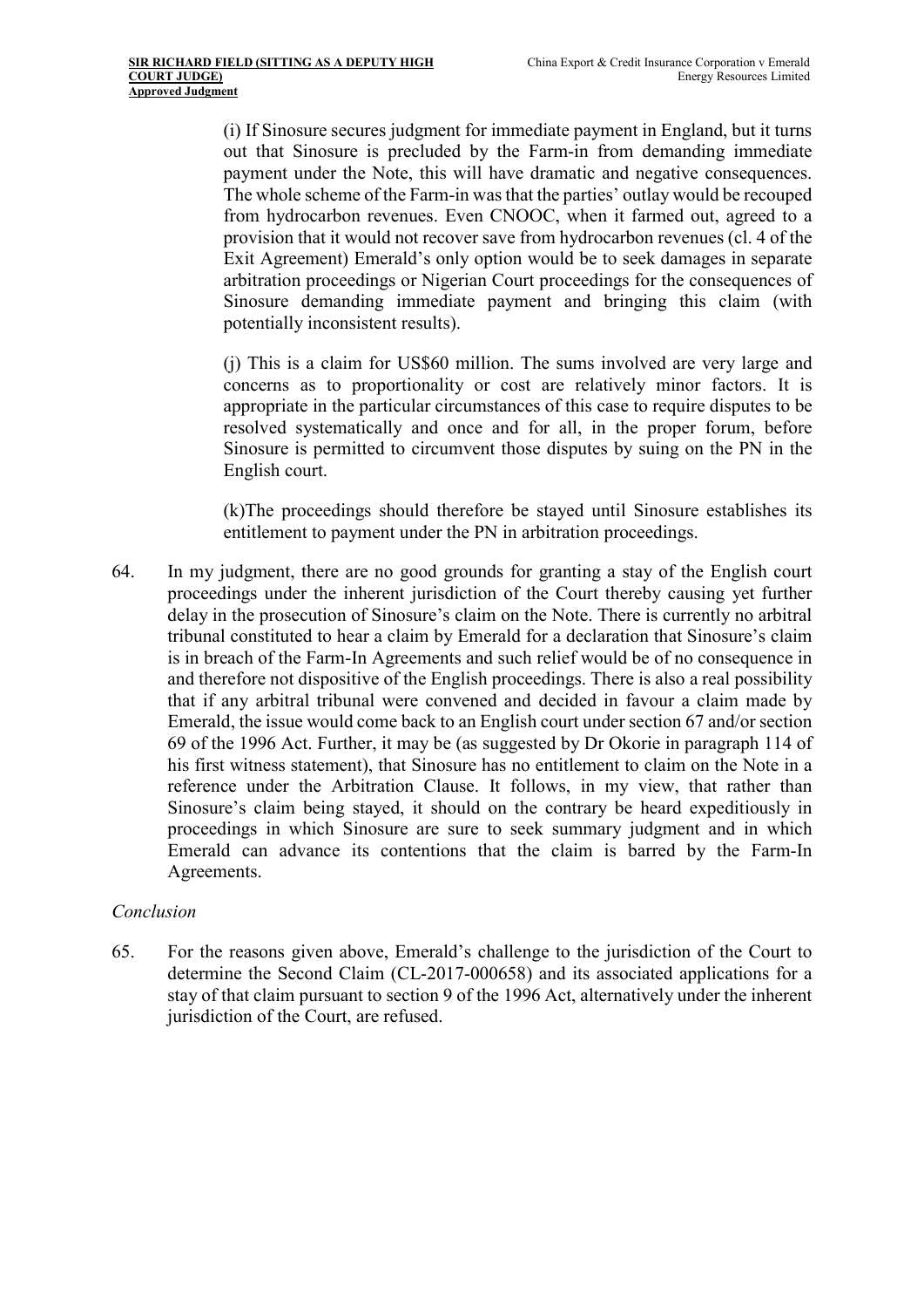(i) If Sinosure secures judgment for immediate payment in England, but it turns out that Sinosure is precluded by the Farm-in from demanding immediate payment under the Note, this will have dramatic and negative consequences. The whole scheme of the Farm-in was that the parties' outlay would be recouped from hydrocarbon revenues. Even CNOOC, when it farmed out, agreed to a provision that it would not recover save from hydrocarbon revenues (cl. 4 of the Exit Agreement) Emerald's only option would be to seek damages in separate arbitration proceedings or Nigerian Court proceedings for the consequences of Sinosure demanding immediate payment and bringing this claim (with potentially inconsistent results).

(j) This is a claim for US$60 million. The sums involved are very large and concerns as to proportionality or cost are relatively minor factors. It is appropriate in the particular circumstances of this case to require disputes to be resolved systematically and once and for all, in the proper forum, before Sinosure is permitted to circumvent those disputes by suing on the PN in the English court.

(k)The proceedings should therefore be stayed until Sinosure establishes its entitlement to payment under the PN in arbitration proceedings.

64. In my judgment, there are no good grounds for granting a stay of the English court proceedings under the inherent jurisdiction of the Court thereby causing yet further delay in the prosecution of Sinosure's claim on the Note. There is currently no arbitral tribunal constituted to hear a claim by Emerald for a declaration that Sinosure's claim is in breach of the Farm-In Agreements and such relief would be of no consequence in and therefore not dispositive of the English proceedings. There is also a real possibility that if any arbitral tribunal were convened and decided in favour a claim made by Emerald, the issue would come back to an English court under section 67 and/or section 69 of the 1996 Act. Further, it may be (as suggested by Dr Okorie in paragraph 114 of his first witness statement), that Sinosure has no entitlement to claim on the Note in a reference under the Arbitration Clause. It follows, in my view, that rather than Sinosure's claim being stayed, it should on the contrary be heard expeditiously in proceedings in which Sinosure are sure to seek summary judgment and in which Emerald can advance its contentions that the claim is barred by the Farm-In Agreements.

*Conclusion*

65. For the reasons given above, Emerald's challenge to the jurisdiction of the Court to determine the Second Claim (CL-2017-000658) and its associated applications for a stay of that claim pursuant to section 9 of the 1996 Act, alternatively under the inherent jurisdiction of the Court, are refused.